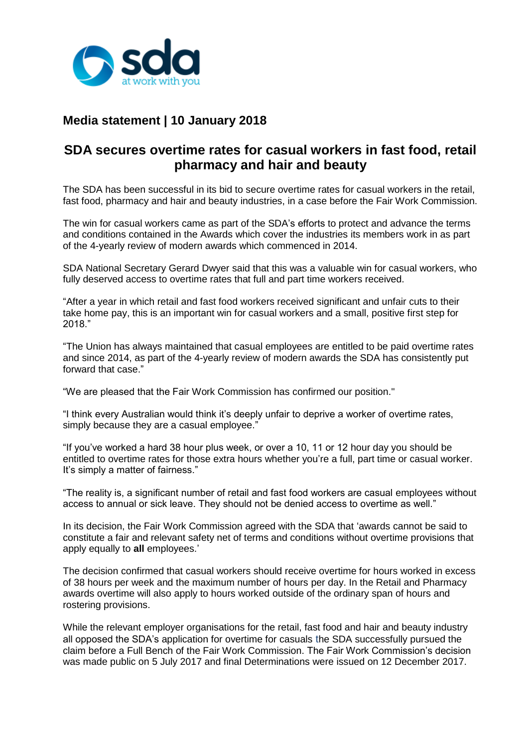sda
at work with you

## Media statement | 10 January 2018

# SDA secures overtime rates for casual workers in fast food, retail pharmacy and hair and beauty

The SDA has been successful in its bid to secure overtime rates for casual workers in the retail, fast food, pharmacy and hair and beauty industries, in a case before the Fair Work Commission.

The win for casual workers came as part of the SDA's efforts to protect and advance the terms and conditions contained in the Awards which cover the industries its members work in as part of the 4-yearly review of modern awards which commenced in 2014.

SDA National Secretary Gerard Dwyer said that this was a valuable win for casual workers, who fully deserved access to overtime rates that full and part time workers received.

"After a year in which retail and fast food workers received significant and unfair cuts to their take home pay, this is an important win for casual workers and a small, positive first step for 2018."

"The Union has always maintained that casual employees are entitled to be paid overtime rates and since 2014, as part of the 4-yearly review of modern awards the SDA has consistently put forward that case."

"We are pleased that the Fair Work Commission has confirmed our position."

"I think every Australian would think it's deeply unfair to deprive a worker of overtime rates, simply because they are a casual employee."

"If you've worked a hard 38 hour plus week, or over a 10, 11 or 12 hour day you should be entitled to overtime rates for those extra hours whether you're a full, part time or casual worker. It's simply a matter of fairness."

"The reality is, a significant number of retail and fast food workers are casual employees without access to annual or sick leave. They should not be denied access to overtime as well."

In its decision, the Fair Work Commission agreed with the SDA that 'awards cannot be said to constitute a fair and relevant safety net of terms and conditions without overtime provisions that apply equally to **all** employees.'

The decision confirmed that casual workers should receive overtime for hours worked in excess of 38 hours per week and the maximum number of hours per day. In the Retail and Pharmacy awards overtime will also apply to hours worked outside of the ordinary span of hours and rostering provisions.

While the relevant employer organisations for the retail, fast food and hair and beauty industry all opposed the SDA's application for overtime for casuals the SDA successfully pursued the claim before a Full Bench of the Fair Work Commission. The Fair Work Commission's decision was made public on 5 July 2017 and final Determinations were issued on 12 December 2017.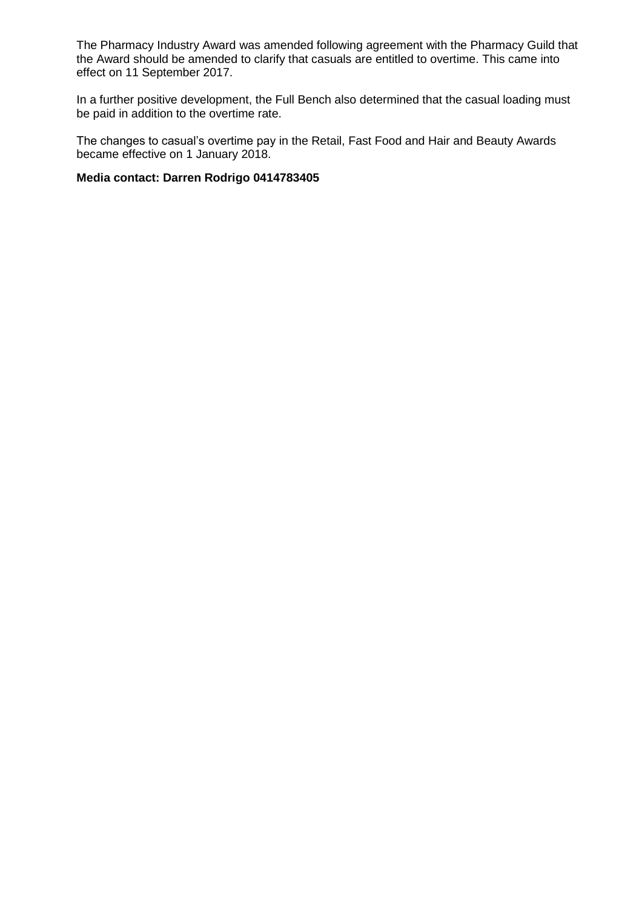The Pharmacy Industry Award was amended following agreement with the Pharmacy Guild that the Award should be amended to clarify that casuals are entitled to overtime. This came into effect on 11 September 2017.

In a further positive development, the Full Bench also determined that the casual loading must be paid in addition to the overtime rate.

The changes to casual's overtime pay in the Retail, Fast Food and Hair and Beauty Awards became effective on 1 January 2018.

**Media contact: Darren Rodrigo 0414783405**